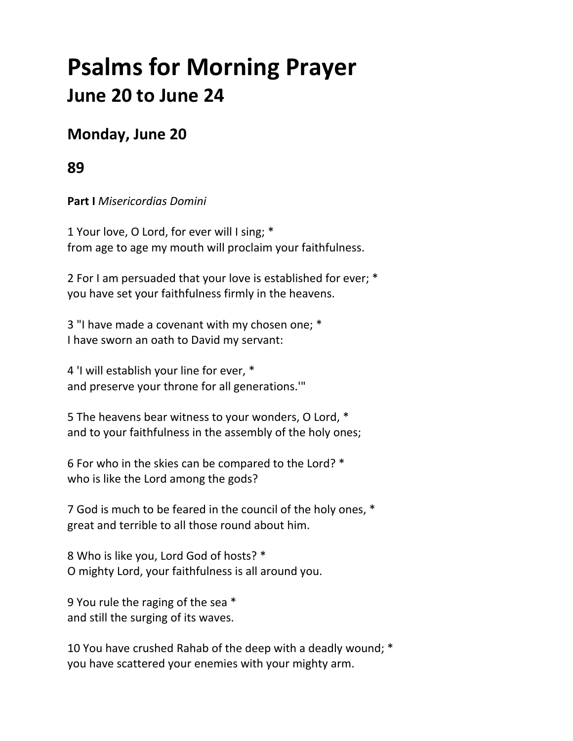# Psalms for Morning Prayer
## June 20 to June 24

### Monday, June 20

### 89

**Part I** *Misericordias Domini*

1 Your love, O Lord, for ever will I sing; *
from age to age my mouth will proclaim your faithfulness.

2 For I am persuaded that your love is established for ever; *
you have set your faithfulness firmly in the heavens.

3 "I have made a covenant with my chosen one; *
I have sworn an oath to David my servant:

4 'I will establish your line for ever, *
and preserve your throne for all generations.'"

5 The heavens bear witness to your wonders, O Lord, *
and to your faithfulness in the assembly of the holy ones;

6 For who in the skies can be compared to the Lord? *
who is like the Lord among the gods?

7 God is much to be feared in the council of the holy ones, *
great and terrible to all those round about him.

8 Who is like you, Lord God of hosts? *
O mighty Lord, your faithfulness is all around you.

9 You rule the raging of the sea *
and still the surging of its waves.

10 You have crushed Rahab of the deep with a deadly wound; *
you have scattered your enemies with your mighty arm.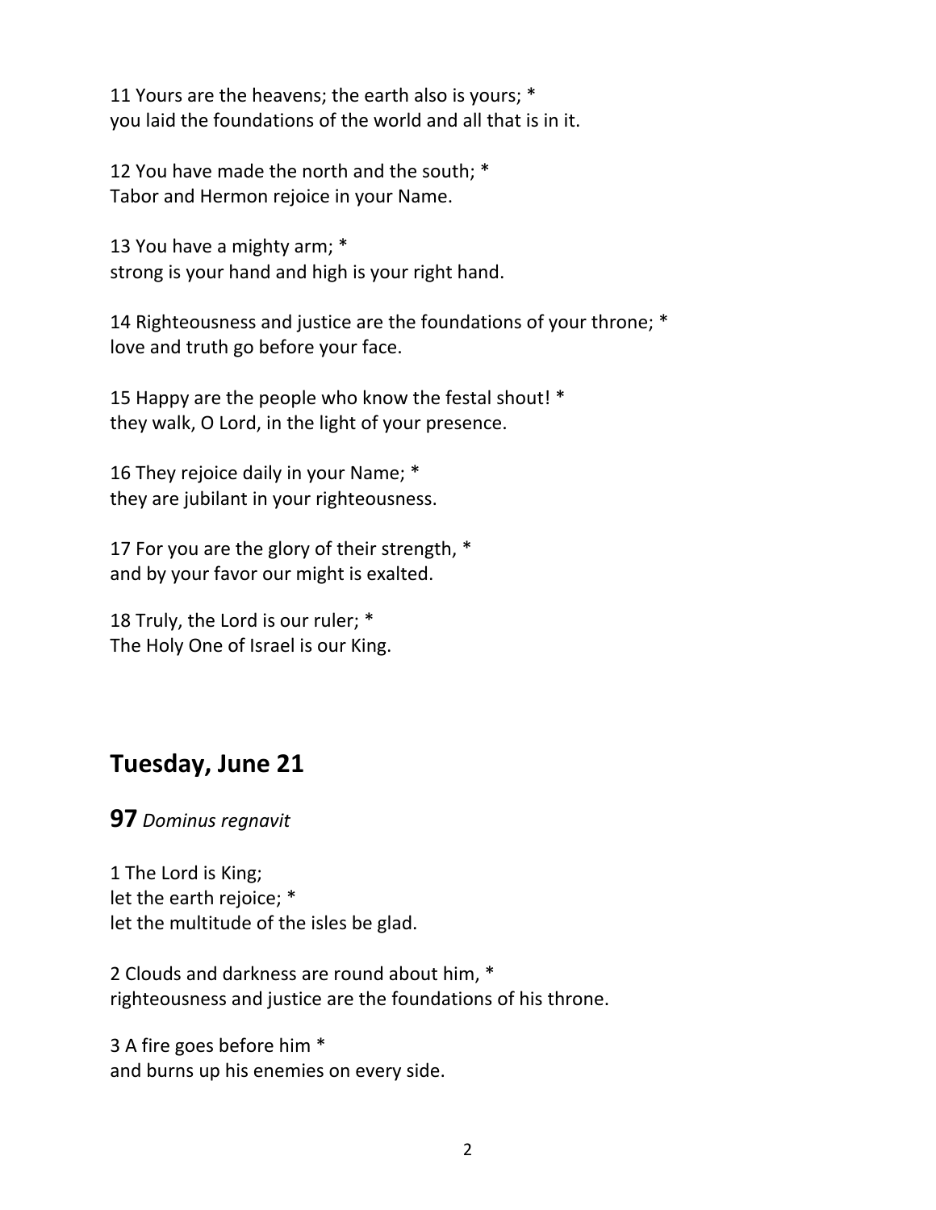11 Yours are the heavens; the earth also is yours; *
you laid the foundations of the world and all that is in it.

12 You have made the north and the south; *
Tabor and Hermon rejoice in your Name.

13 You have a mighty arm; *
strong is your hand and high is your right hand.

14 Righteousness and justice are the foundations of your throne; *
love and truth go before your face.

15 Happy are the people who know the festal shout! *
they walk, O Lord, in the light of your presence.

16 They rejoice daily in your Name; *
they are jubilant in your righteousness.

17 For you are the glory of their strength, *
and by your favor our might is exalted.

18 Truly, the Lord is our ruler; *
The Holy One of Israel is our King.

## Tuesday, June 21

### 97 *Dominus regnavit*

1 The Lord is King;
let the earth rejoice; *
let the multitude of the isles be glad.

2 Clouds and darkness are round about him, *
righteousness and justice are the foundations of his throne.

3 A fire goes before him *
and burns up his enemies on every side.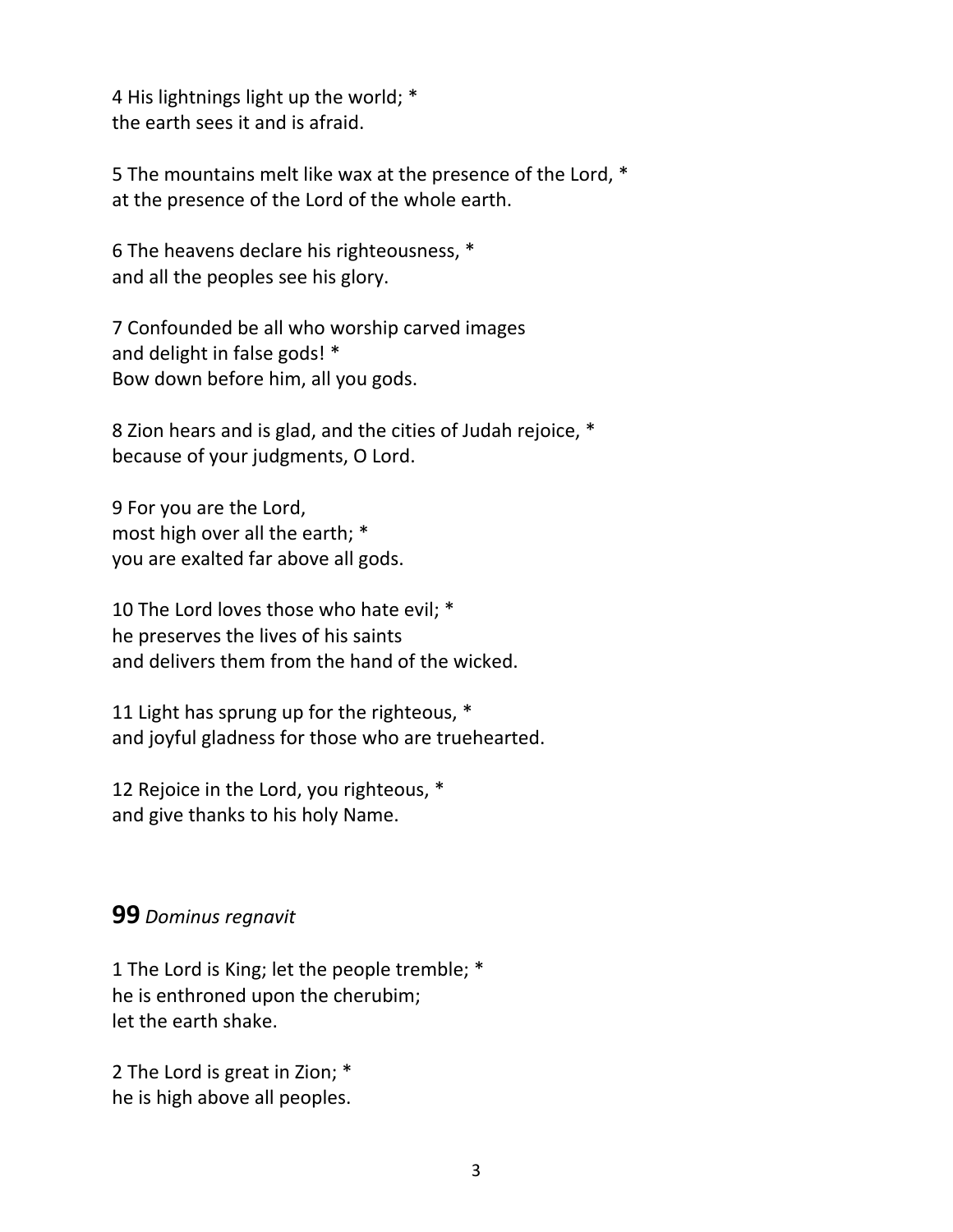4 His lightnings light up the world; *  
the earth sees it and is afraid.

5 The mountains melt like wax at the presence of the Lord, *  
at the presence of the Lord of the whole earth.

6 The heavens declare his righteousness, *  
and all the peoples see his glory.

7 Confounded be all who worship carved images  
and delight in false gods! *  
Bow down before him, all you gods.

8 Zion hears and is glad, and the cities of Judah rejoice, *  
because of your judgments, O Lord.

9 For you are the Lord,  
most high over all the earth; *  
you are exalted far above all gods.

10 The Lord loves those who hate evil; *  
he preserves the lives of his saints  
and delivers them from the hand of the wicked.

11 Light has sprung up for the righteous, *  
and joyful gladness for those who are truehearted.

12 Rejoice in the Lord, you righteous, *  
and give thanks to his holy Name.

## **99** *Dominus regnavit*

1 The Lord is King; let the people tremble; *  
he is enthroned upon the cherubim;  
let the earth shake.

2 The Lord is great in Zion; *  
he is high above all peoples.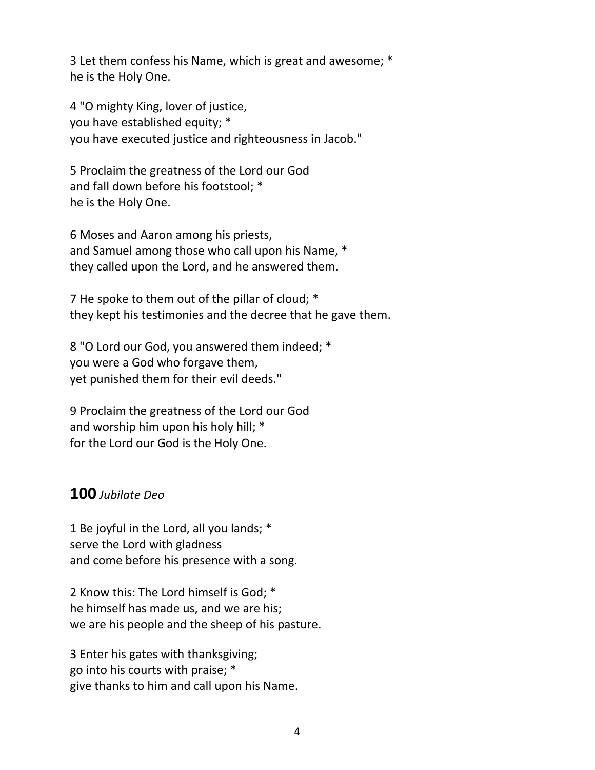3 Let them confess his Name, which is great and awesome; *
he is the Holy One.

4 "O mighty King, lover of justice,
you have established equity; *
you have executed justice and righteousness in Jacob."

5 Proclaim the greatness of the Lord our God
and fall down before his footstool; *
he is the Holy One.

6 Moses and Aaron among his priests,
and Samuel among those who call upon his Name, *
they called upon the Lord, and he answered them.

7 He spoke to them out of the pillar of cloud; *
they kept his testimonies and the decree that he gave them.

8 "O Lord our God, you answered them indeed; *
you were a God who forgave them,
yet punished them for their evil deeds."

9 Proclaim the greatness of the Lord our God
and worship him upon his holy hill; *
for the Lord our God is the Holy One.

## **100** *Jubilate Deo*

1 Be joyful in the Lord, all you lands; *
serve the Lord with gladness
and come before his presence with a song.

2 Know this: The Lord himself is God; *
he himself has made us, and we are his;
we are his people and the sheep of his pasture.

3 Enter his gates with thanksgiving;
go into his courts with praise; *
give thanks to him and call upon his Name.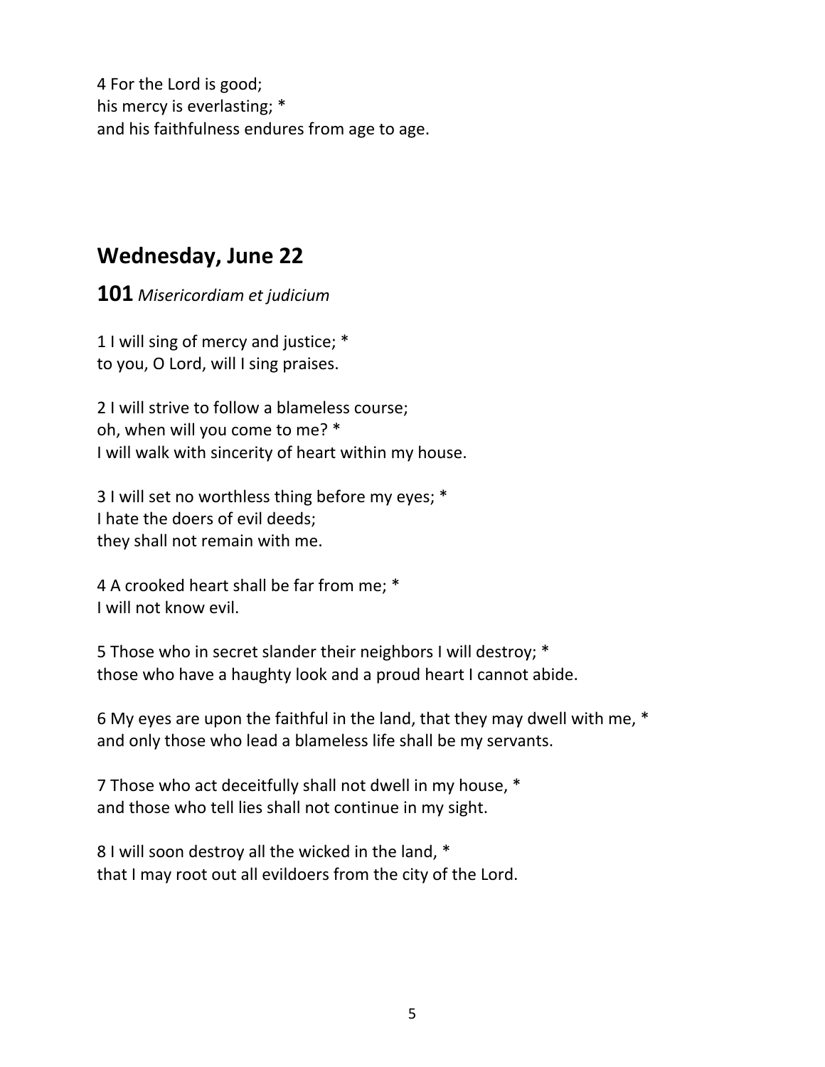4 For the Lord is good;
his mercy is everlasting; *
and his faithfulness endures from age to age.

## Wednesday, June 22

**101** *Misericordiam et judicium*

1 I will sing of mercy and justice; *
to you, O Lord, will I sing praises.

2 I will strive to follow a blameless course;
oh, when will you come to me? *
I will walk with sincerity of heart within my house.

3 I will set no worthless thing before my eyes; *
I hate the doers of evil deeds;
they shall not remain with me.

4 A crooked heart shall be far from me; *
I will not know evil.

5 Those who in secret slander their neighbors I will destroy; *
those who have a haughty look and a proud heart I cannot abide.

6 My eyes are upon the faithful in the land, that they may dwell with me, *
and only those who lead a blameless life shall be my servants.

7 Those who act deceitfully shall not dwell in my house, *
and those who tell lies shall not continue in my sight.

8 I will soon destroy all the wicked in the land, *
that I may root out all evildoers from the city of the Lord.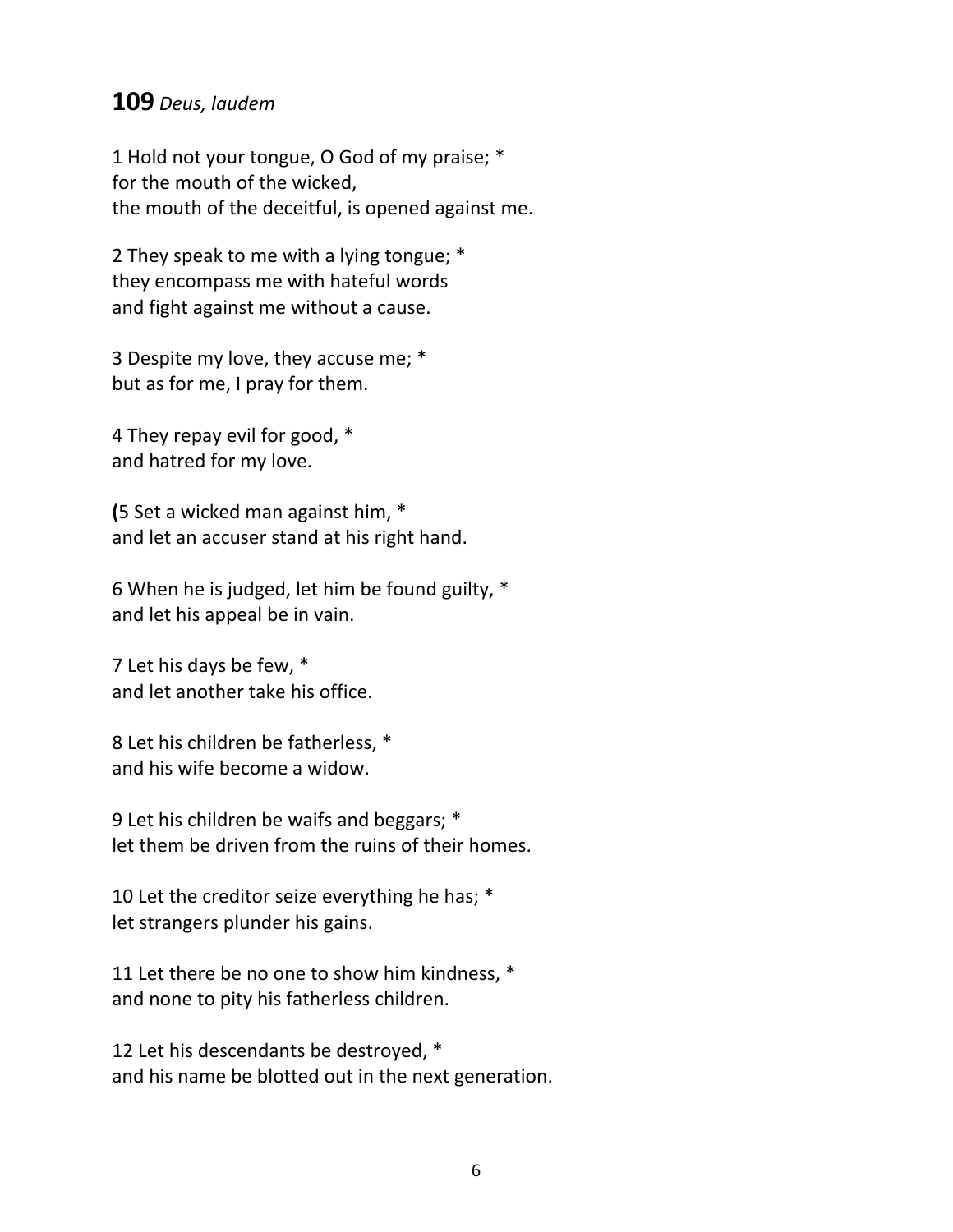**109** *Deus, laudem*

1 Hold not your tongue, O God of my praise; *
for the mouth of the wicked,
the mouth of the deceitful, is opened against me.

2 They speak to me with a lying tongue; *
they encompass me with hateful words
and fight against me without a cause.

3 Despite my love, they accuse me; *
but as for me, I pray for them.

4 They repay evil for good, *
and hatred for my love.

**(**5 Set a wicked man against him, *
and let an accuser stand at his right hand.

6 When he is judged, let him be found guilty, *
and let his appeal be in vain.

7 Let his days be few, *
and let another take his office.

8 Let his children be fatherless, *
and his wife become a widow.

9 Let his children be waifs and beggars; *
let them be driven from the ruins of their homes.

10 Let the creditor seize everything he has; *
let strangers plunder his gains.

11 Let there be no one to show him kindness, *
and none to pity his fatherless children.

12 Let his descendants be destroyed, *
and his name be blotted out in the next generation.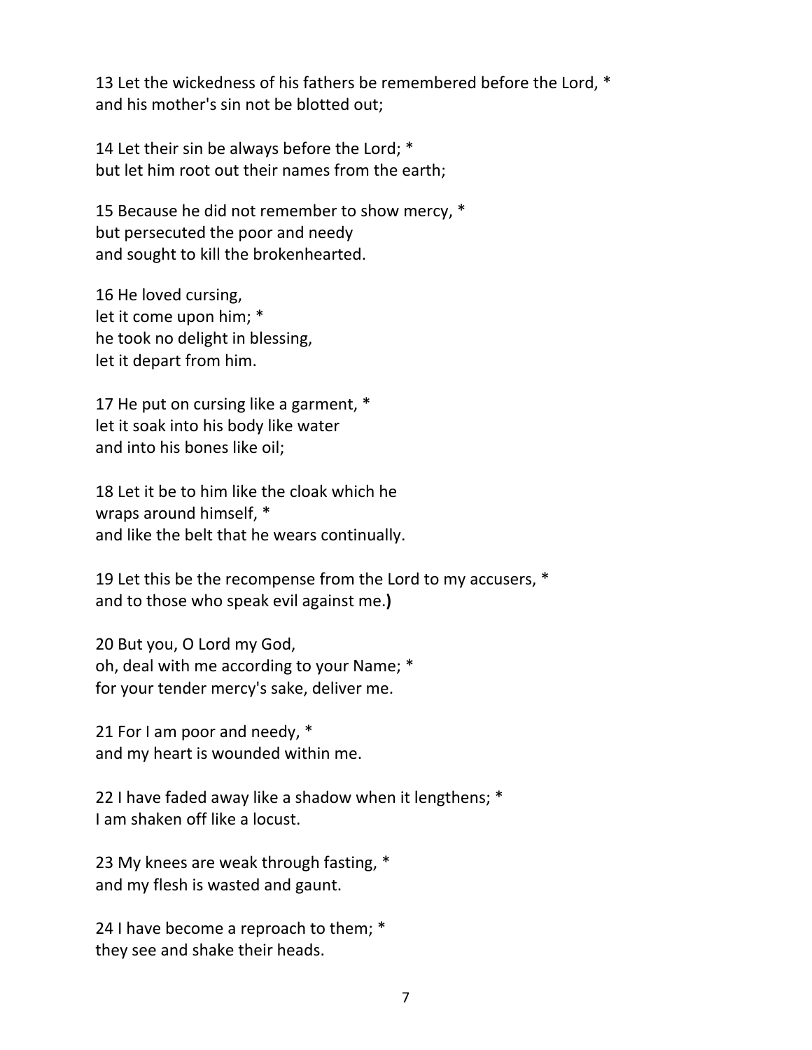13 Let the wickedness of his fathers be remembered before the Lord, *
and his mother's sin not be blotted out;

14 Let their sin be always before the Lord; *
but let him root out their names from the earth;

15 Because he did not remember to show mercy, *
but persecuted the poor and needy
and sought to kill the brokenhearted.

16 He loved cursing,
let it come upon him; *
he took no delight in blessing,
let it depart from him.

17 He put on cursing like a garment, *
let it soak into his body like water
and into his bones like oil;

18 Let it be to him like the cloak which he
wraps around himself, *
and like the belt that he wears continually.

19 Let this be the recompense from the Lord to my accusers, *
and to those who speak evil against me.**)**

20 But you, O Lord my God,
oh, deal with me according to your Name; *
for your tender mercy's sake, deliver me.

21 For I am poor and needy, *
and my heart is wounded within me.

22 I have faded away like a shadow when it lengthens; *
I am shaken off like a locust.

23 My knees are weak through fasting, *
and my flesh is wasted and gaunt.

24 I have become a reproach to them; *
they see and shake their heads.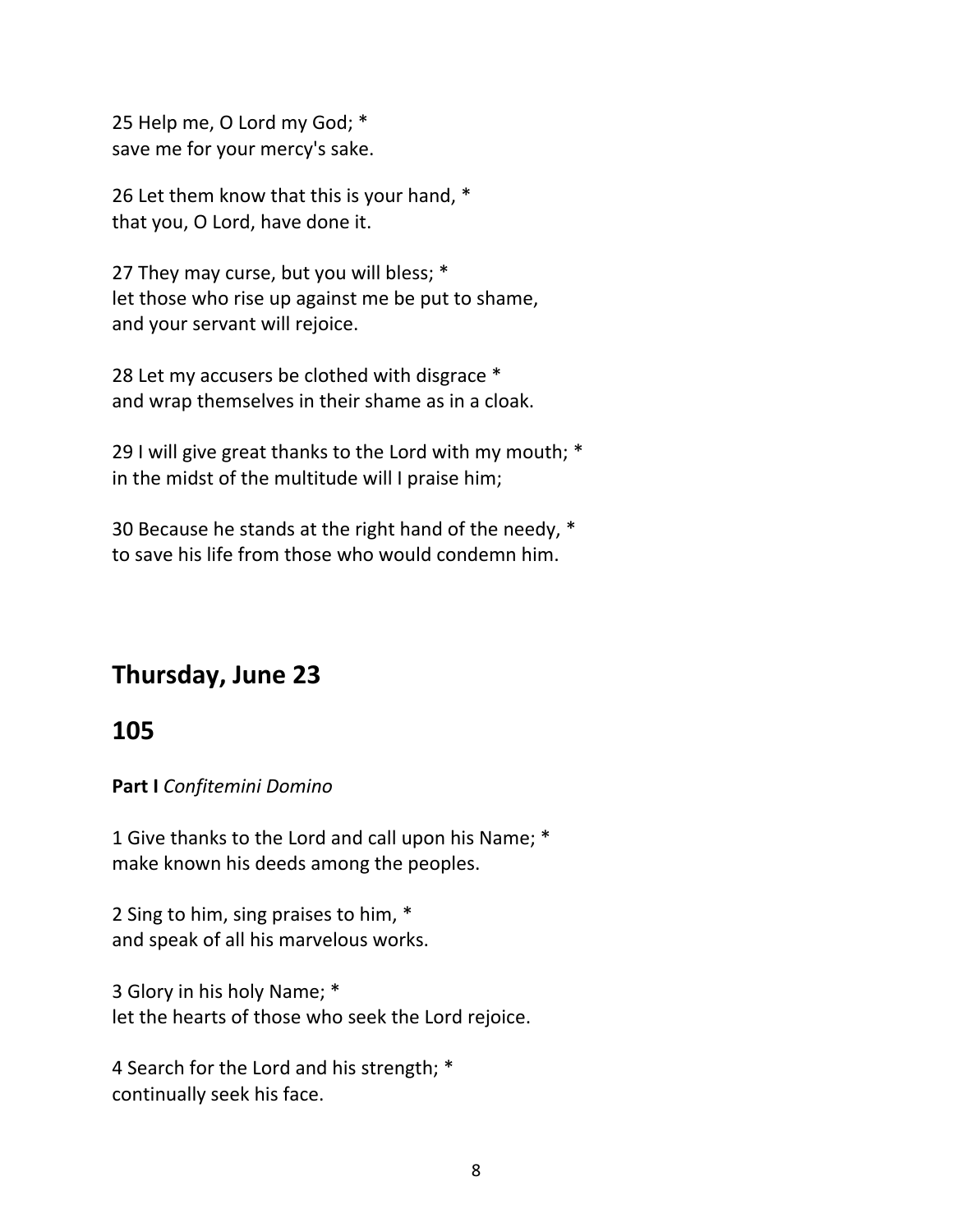25 Help me, O Lord my God; *
save me for your mercy's sake.

26 Let them know that this is your hand, *
that you, O Lord, have done it.

27 They may curse, but you will bless; *
let those who rise up against me be put to shame,
and your servant will rejoice.

28 Let my accusers be clothed with disgrace *
and wrap themselves in their shame as in a cloak.

29 I will give great thanks to the Lord with my mouth; *
in the midst of the multitude will I praise him;

30 Because he stands at the right hand of the needy, *
to save his life from those who would condemn him.

## Thursday, June 23

## 105

**Part I** *Confitemini Domino*

1 Give thanks to the Lord and call upon his Name; *
make known his deeds among the peoples.

2 Sing to him, sing praises to him, *
and speak of all his marvelous works.

3 Glory in his holy Name; *
let the hearts of those who seek the Lord rejoice.

4 Search for the Lord and his strength; *
continually seek his face.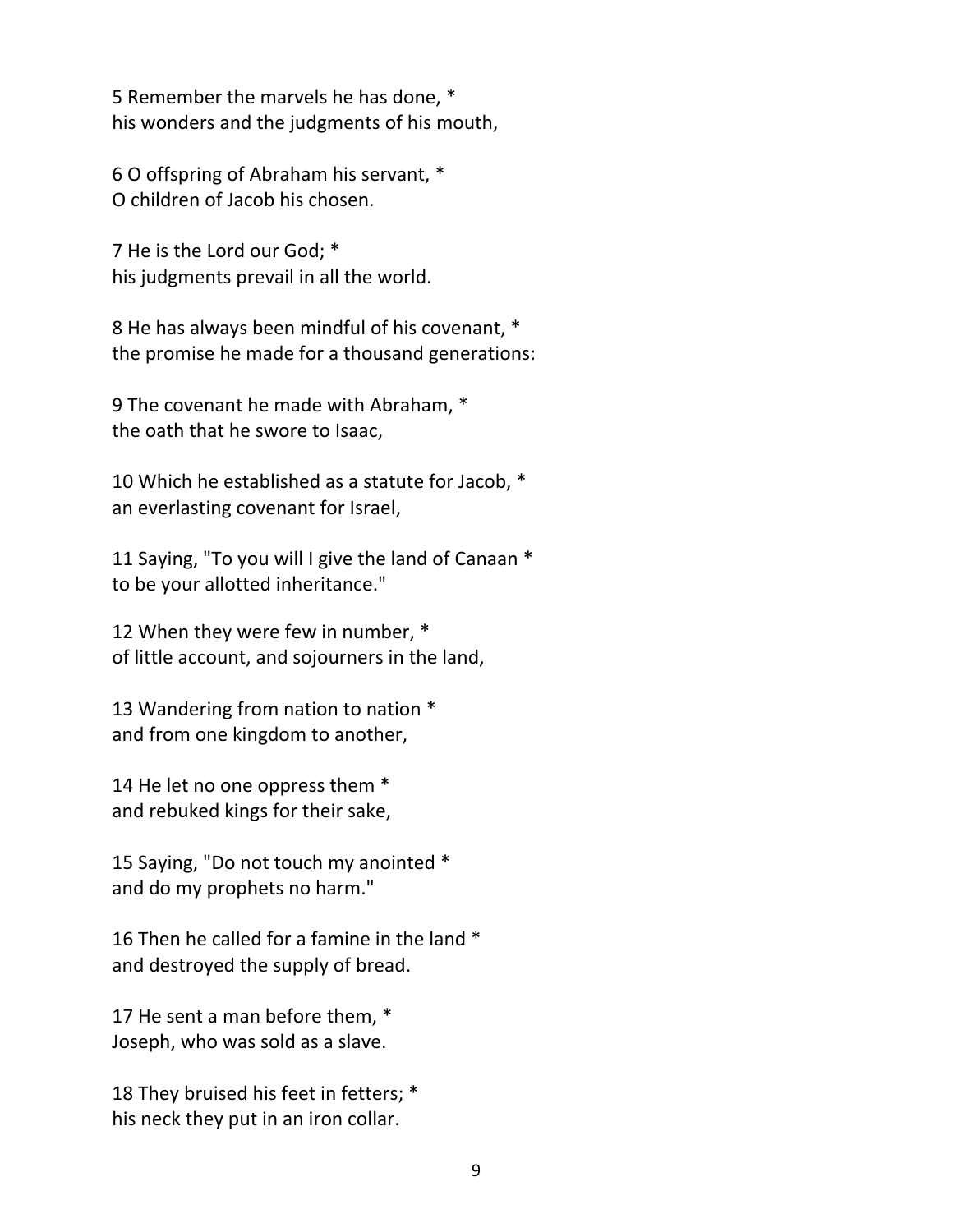5 Remember the marvels he has done, *
his wonders and the judgments of his mouth,

6 O offspring of Abraham his servant, *
O children of Jacob his chosen.

7 He is the Lord our God; *
his judgments prevail in all the world.

8 He has always been mindful of his covenant, *
the promise he made for a thousand generations:

9 The covenant he made with Abraham, *
the oath that he swore to Isaac,

10 Which he established as a statute for Jacob, *
an everlasting covenant for Israel,

11 Saying, "To you will I give the land of Canaan *
to be your allotted inheritance."

12 When they were few in number, *
of little account, and sojourners in the land,

13 Wandering from nation to nation *
and from one kingdom to another,

14 He let no one oppress them *
and rebuked kings for their sake,

15 Saying, "Do not touch my anointed *
and do my prophets no harm."

16 Then he called for a famine in the land *
and destroyed the supply of bread.

17 He sent a man before them, *
Joseph, who was sold as a slave.

18 They bruised his feet in fetters; *
his neck they put in an iron collar.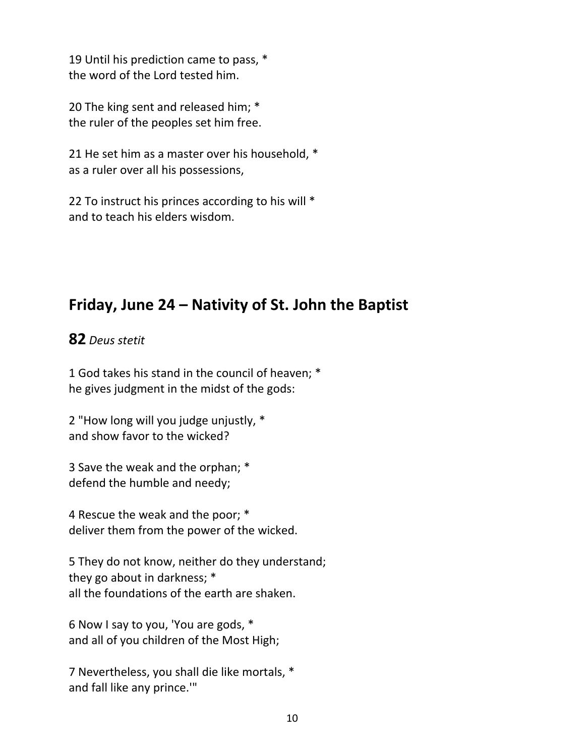19 Until his prediction came to pass, *
the word of the Lord tested him.

20 The king sent and released him; *
the ruler of the peoples set him free.

21 He set him as a master over his household, *
as a ruler over all his possessions,

22 To instruct his princes according to his will *
and to teach his elders wisdom.

## Friday, June 24 – Nativity of St. John the Baptist

**82** *Deus stetit*

1 God takes his stand in the council of heaven; *
he gives judgment in the midst of the gods:

2 "How long will you judge unjustly, *
and show favor to the wicked?

3 Save the weak and the orphan; *
defend the humble and needy;

4 Rescue the weak and the poor; *
deliver them from the power of the wicked.

5 They do not know, neither do they understand;
they go about in darkness; *
all the foundations of the earth are shaken.

6 Now I say to you, 'You are gods, *
and all of you children of the Most High;

7 Nevertheless, you shall die like mortals, *
and fall like any prince.'"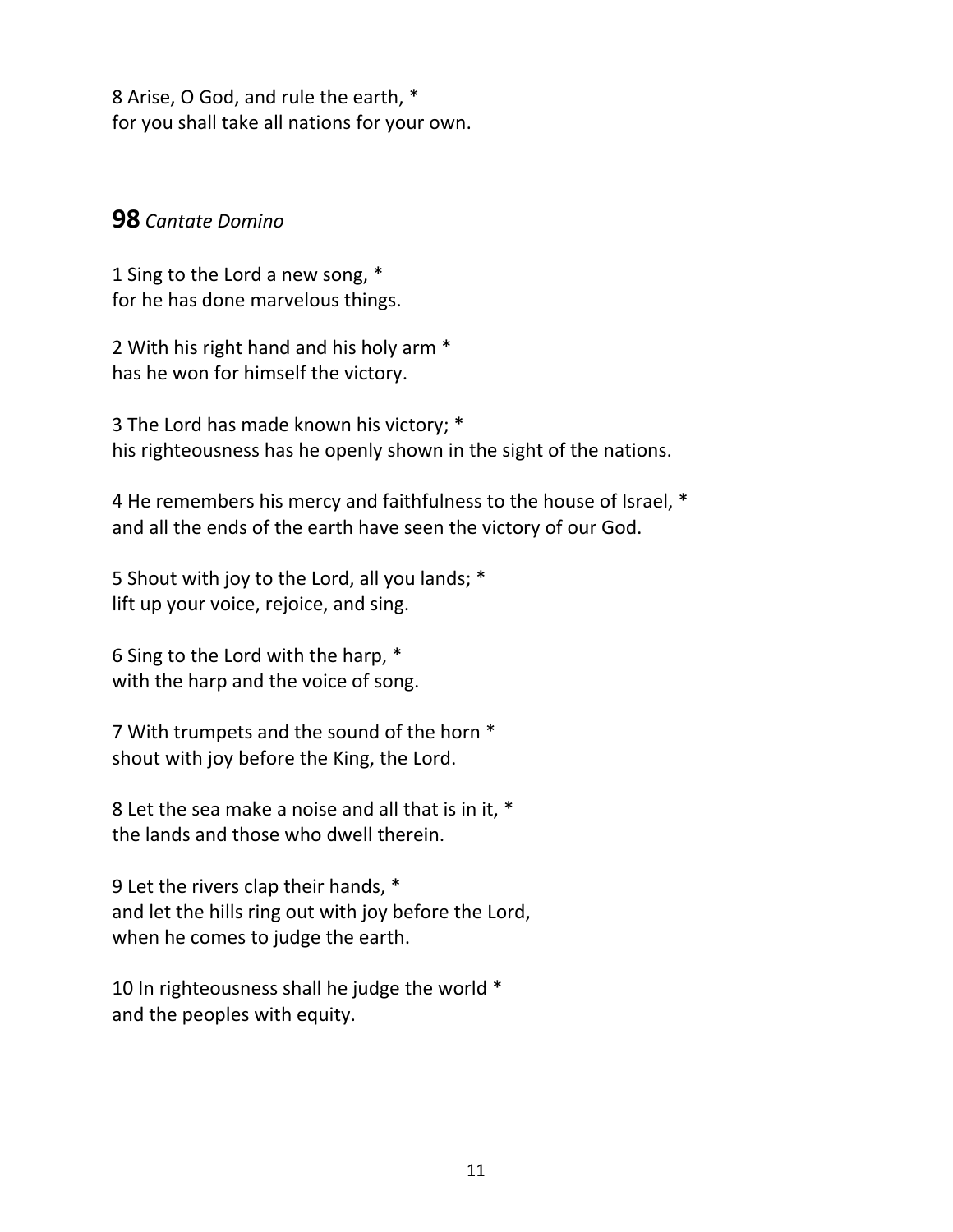8 Arise, O God, and rule the earth, *
for you shall take all nations for your own.

## **98** *Cantate Domino*

1 Sing to the Lord a new song, *
for he has done marvelous things.

2 With his right hand and his holy arm *
has he won for himself the victory.

3 The Lord has made known his victory; *
his righteousness has he openly shown in the sight of the nations.

4 He remembers his mercy and faithfulness to the house of Israel, *
and all the ends of the earth have seen the victory of our God.

5 Shout with joy to the Lord, all you lands; *
lift up your voice, rejoice, and sing.

6 Sing to the Lord with the harp, *
with the harp and the voice of song.

7 With trumpets and the sound of the horn *
shout with joy before the King, the Lord.

8 Let the sea make a noise and all that is in it, *
the lands and those who dwell therein.

9 Let the rivers clap their hands, *
and let the hills ring out with joy before the Lord,
when he comes to judge the earth.

10 In righteousness shall he judge the world *
and the peoples with equity.